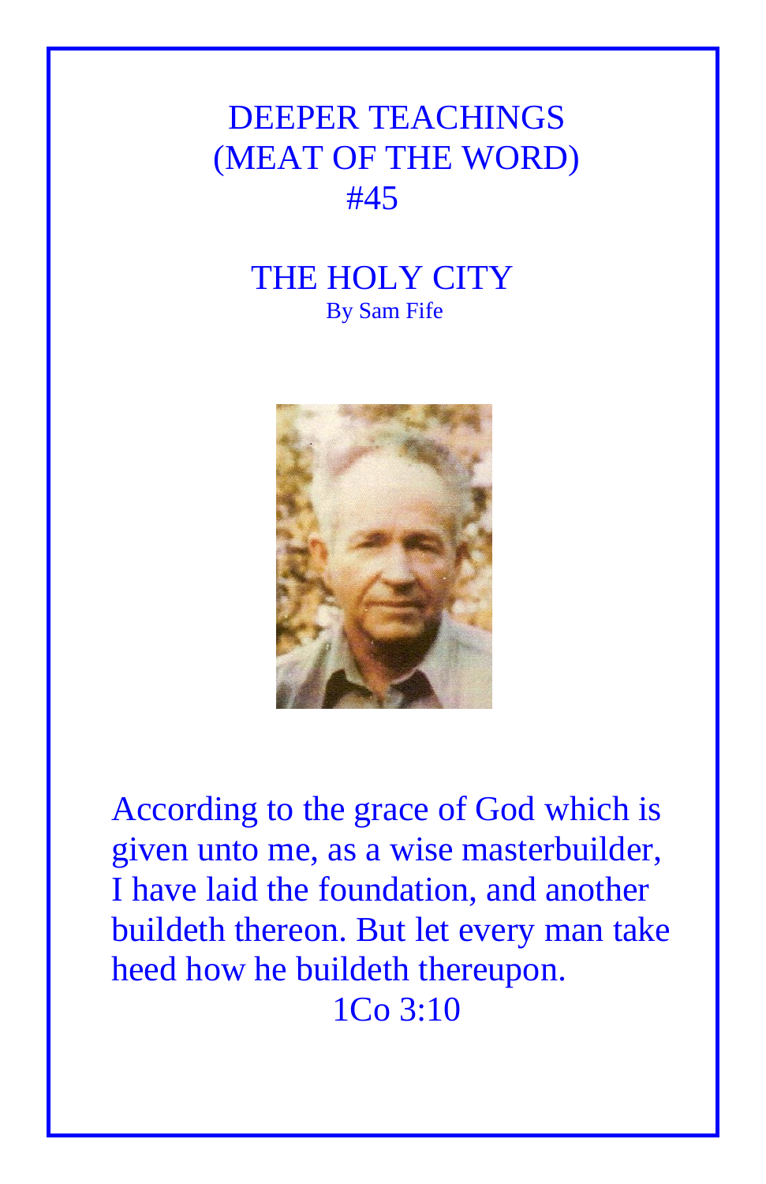# DEEPER TEACHINGS
# (MEAT OF THE WORD)
# #45

## THE HOLY CITY

By Sam Fife

According to the grace of God which is given unto me, as a wise masterbuilder, I have laid the foundation, and another buildeth thereon. But let every man take heed how he buildeth thereupon.

1Co 3:10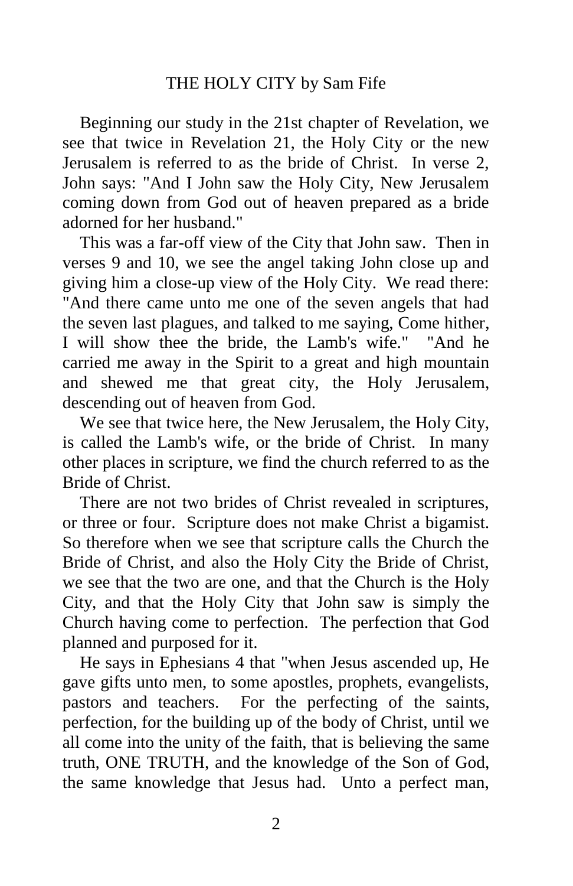# THE HOLY CITY by Sam Fife

Beginning our study in the 21st chapter of Revelation, we see that twice in Revelation 21, the Holy City or the new Jerusalem is referred to as the bride of Christ. In verse 2, John says: "And I John saw the Holy City, New Jerusalem coming down from God out of heaven prepared as a bride adorned for her husband."

This was a far-off view of the City that John saw. Then in verses 9 and 10, we see the angel taking John close up and giving him a close-up view of the Holy City. We read there: "And there came unto me one of the seven angels that had the seven last plagues, and talked to me saying, Come hither, I will show thee the bride, the Lamb's wife." "And he carried me away in the Spirit to a great and high mountain and shewed me that great city, the Holy Jerusalem, descending out of heaven from God.

We see that twice here, the New Jerusalem, the Holy City, is called the Lamb's wife, or the bride of Christ. In many other places in scripture, we find the church referred to as the Bride of Christ.

There are not two brides of Christ revealed in scriptures, or three or four. Scripture does not make Christ a bigamist. So therefore when we see that scripture calls the Church the Bride of Christ, and also the Holy City the Bride of Christ, we see that the two are one, and that the Church is the Holy City, and that the Holy City that John saw is simply the Church having come to perfection. The perfection that God planned and purposed for it.

He says in Ephesians 4 that "when Jesus ascended up, He gave gifts unto men, to some apostles, prophets, evangelists, pastors and teachers. For the perfecting of the saints, perfection, for the building up of the body of Christ, until we all come into the unity of the faith, that is believing the same truth, ONE TRUTH, and the knowledge of the Son of God, the same knowledge that Jesus had. Unto a perfect man,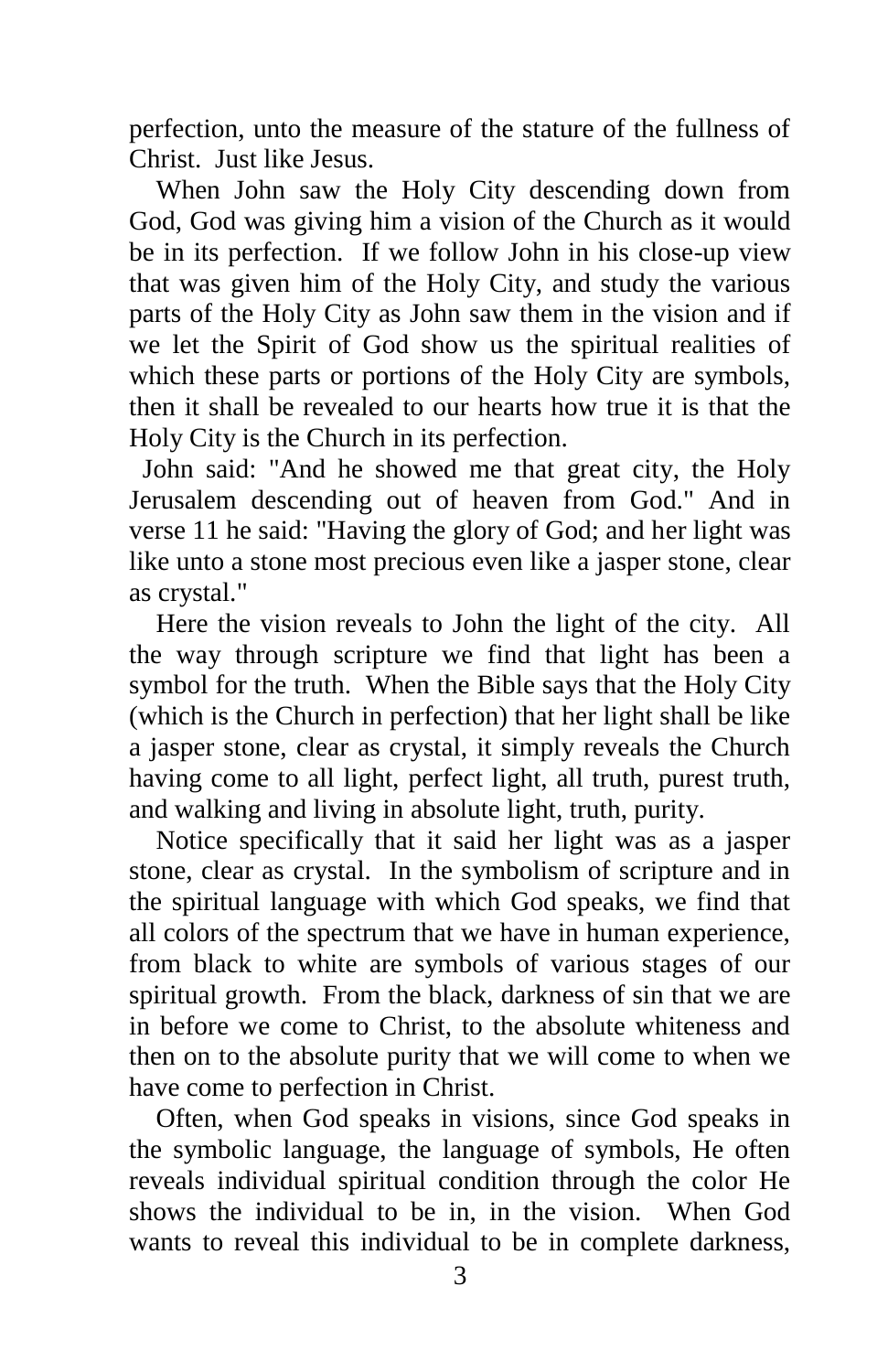perfection, unto the measure of the stature of the fullness of Christ. Just like Jesus.

When John saw the Holy City descending down from God, God was giving him a vision of the Church as it would be in its perfection. If we follow John in his close-up view that was given him of the Holy City, and study the various parts of the Holy City as John saw them in the vision and if we let the Spirit of God show us the spiritual realities of which these parts or portions of the Holy City are symbols, then it shall be revealed to our hearts how true it is that the Holy City is the Church in its perfection.

John said: "And he showed me that great city, the Holy Jerusalem descending out of heaven from God." And in verse 11 he said: "Having the glory of God; and her light was like unto a stone most precious even like a jasper stone, clear as crystal."

Here the vision reveals to John the light of the city. All the way through scripture we find that light has been a symbol for the truth. When the Bible says that the Holy City (which is the Church in perfection) that her light shall be like a jasper stone, clear as crystal, it simply reveals the Church having come to all light, perfect light, all truth, purest truth, and walking and living in absolute light, truth, purity.

Notice specifically that it said her light was as a jasper stone, clear as crystal. In the symbolism of scripture and in the spiritual language with which God speaks, we find that all colors of the spectrum that we have in human experience, from black to white are symbols of various stages of our spiritual growth. From the black, darkness of sin that we are in before we come to Christ, to the absolute whiteness and then on to the absolute purity that we will come to when we have come to perfection in Christ.

Often, when God speaks in visions, since God speaks in the symbolic language, the language of symbols, He often reveals individual spiritual condition through the color He shows the individual to be in, in the vision. When God wants to reveal this individual to be in complete darkness,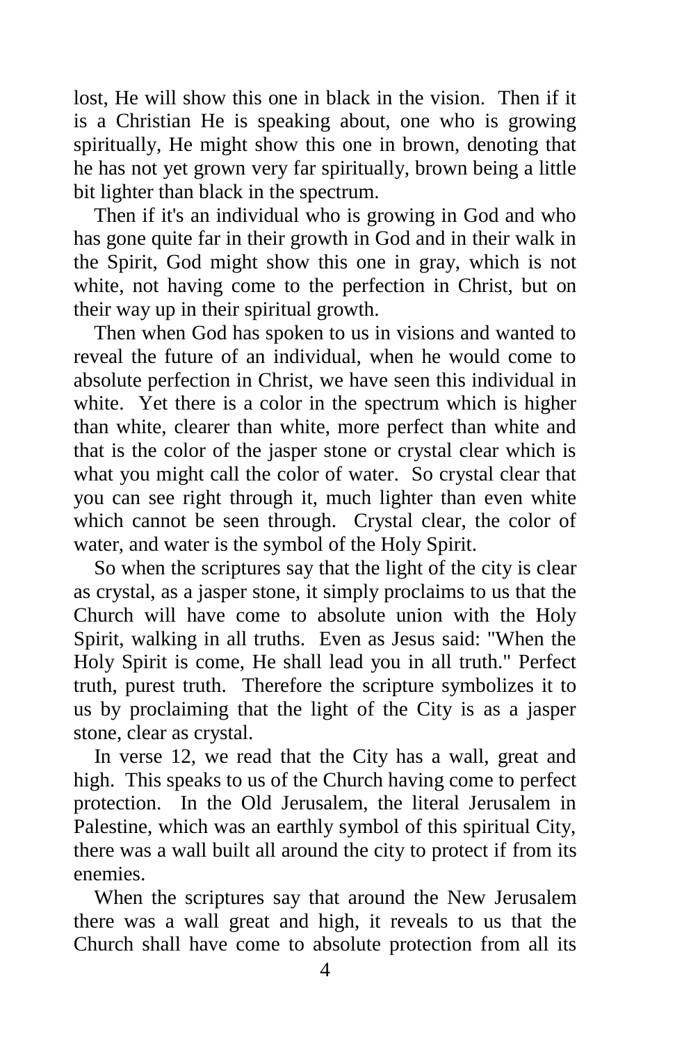lost, He will show this one in black in the vision. Then if it is a Christian He is speaking about, one who is growing spiritually, He might show this one in brown, denoting that he has not yet grown very far spiritually, brown being a little bit lighter than black in the spectrum.

Then if it's an individual who is growing in God and who has gone quite far in their growth in God and in their walk in the Spirit, God might show this one in gray, which is not white, not having come to the perfection in Christ, but on their way up in their spiritual growth.

Then when God has spoken to us in visions and wanted to reveal the future of an individual, when he would come to absolute perfection in Christ, we have seen this individual in white. Yet there is a color in the spectrum which is higher than white, clearer than white, more perfect than white and that is the color of the jasper stone or crystal clear which is what you might call the color of water. So crystal clear that you can see right through it, much lighter than even white which cannot be seen through. Crystal clear, the color of water, and water is the symbol of the Holy Spirit.

So when the scriptures say that the light of the city is clear as crystal, as a jasper stone, it simply proclaims to us that the Church will have come to absolute union with the Holy Spirit, walking in all truths. Even as Jesus said: "When the Holy Spirit is come, He shall lead you in all truth." Perfect truth, purest truth. Therefore the scripture symbolizes it to us by proclaiming that the light of the City is as a jasper stone, clear as crystal.

In verse 12, we read that the City has a wall, great and high. This speaks to us of the Church having come to perfect protection. In the Old Jerusalem, the literal Jerusalem in Palestine, which was an earthly symbol of this spiritual City, there was a wall built all around the city to protect if from its enemies.

When the scriptures say that around the New Jerusalem there was a wall great and high, it reveals to us that the Church shall have come to absolute protection from all its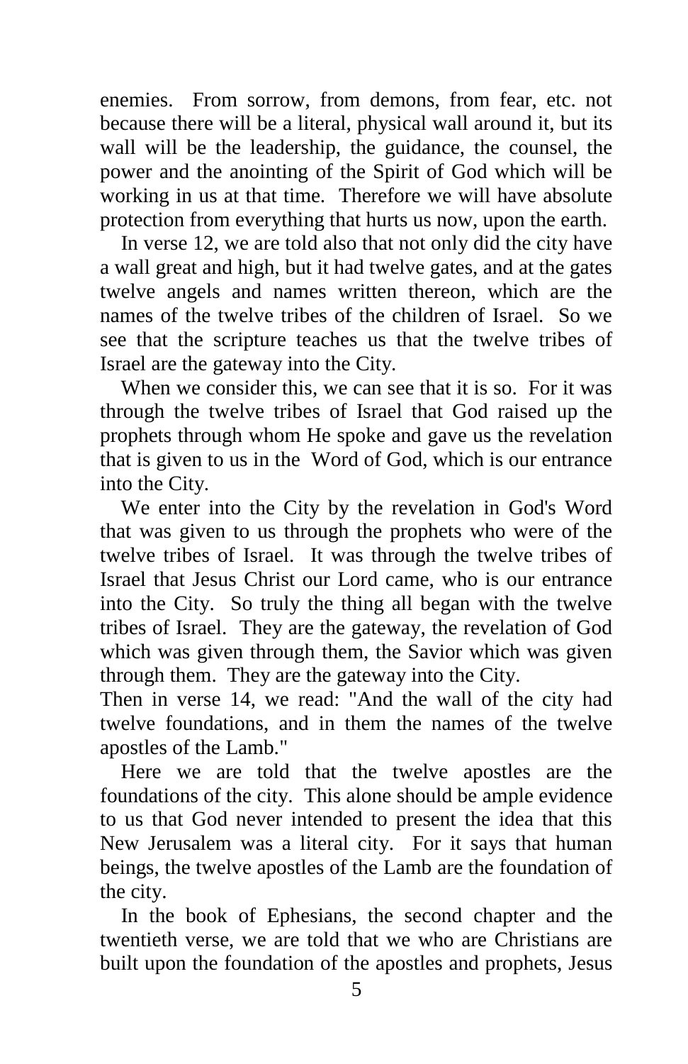enemies. From sorrow, from demons, from fear, etc. not because there will be a literal, physical wall around it, but its wall will be the leadership, the guidance, the counsel, the power and the anointing of the Spirit of God which will be working in us at that time. Therefore we will have absolute protection from everything that hurts us now, upon the earth.

In verse 12, we are told also that not only did the city have a wall great and high, but it had twelve gates, and at the gates twelve angels and names written thereon, which are the names of the twelve tribes of the children of Israel. So we see that the scripture teaches us that the twelve tribes of Israel are the gateway into the City.

When we consider this, we can see that it is so. For it was through the twelve tribes of Israel that God raised up the prophets through whom He spoke and gave us the revelation that is given to us in the Word of God, which is our entrance into the City.

We enter into the City by the revelation in God's Word that was given to us through the prophets who were of the twelve tribes of Israel. It was through the twelve tribes of Israel that Jesus Christ our Lord came, who is our entrance into the City. So truly the thing all began with the twelve tribes of Israel. They are the gateway, the revelation of God which was given through them, the Savior which was given through them. They are the gateway into the City.

Then in verse 14, we read: "And the wall of the city had twelve foundations, and in them the names of the twelve apostles of the Lamb."

Here we are told that the twelve apostles are the foundations of the city. This alone should be ample evidence to us that God never intended to present the idea that this New Jerusalem was a literal city. For it says that human beings, the twelve apostles of the Lamb are the foundation of the city.

In the book of Ephesians, the second chapter and the twentieth verse, we are told that we who are Christians are built upon the foundation of the apostles and prophets, Jesus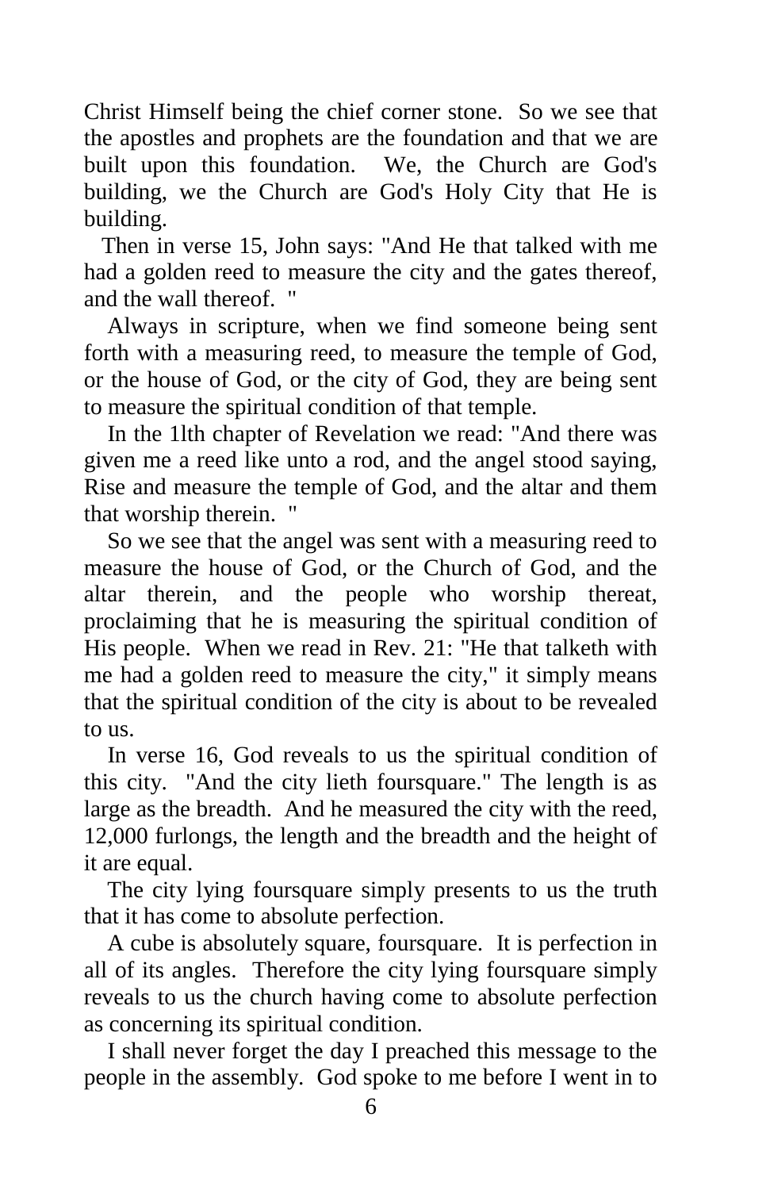Christ Himself being the chief corner stone. So we see that the apostles and prophets are the foundation and that we are built upon this foundation. We, the Church are God's building, we the Church are God's Holy City that He is building.

Then in verse 15, John says: "And He that talked with me had a golden reed to measure the city and the gates thereof, and the wall thereof. "

Always in scripture, when we find someone being sent forth with a measuring reed, to measure the temple of God, or the house of God, or the city of God, they are being sent to measure the spiritual condition of that temple.

In the 1lth chapter of Revelation we read: "And there was given me a reed like unto a rod, and the angel stood saying, Rise and measure the temple of God, and the altar and them that worship therein. "

So we see that the angel was sent with a measuring reed to measure the house of God, or the Church of God, and the altar therein, and the people who worship thereat, proclaiming that he is measuring the spiritual condition of His people. When we read in Rev. 21: "He that talketh with me had a golden reed to measure the city," it simply means that the spiritual condition of the city is about to be revealed to us.

In verse 16, God reveals to us the spiritual condition of this city. "And the city lieth foursquare." The length is as large as the breadth. And he measured the city with the reed, 12,000 furlongs, the length and the breadth and the height of it are equal.

The city lying foursquare simply presents to us the truth that it has come to absolute perfection.

A cube is absolutely square, foursquare. It is perfection in all of its angles. Therefore the city lying foursquare simply reveals to us the church having come to absolute perfection as concerning its spiritual condition.

I shall never forget the day I preached this message to the people in the assembly. God spoke to me before I went in to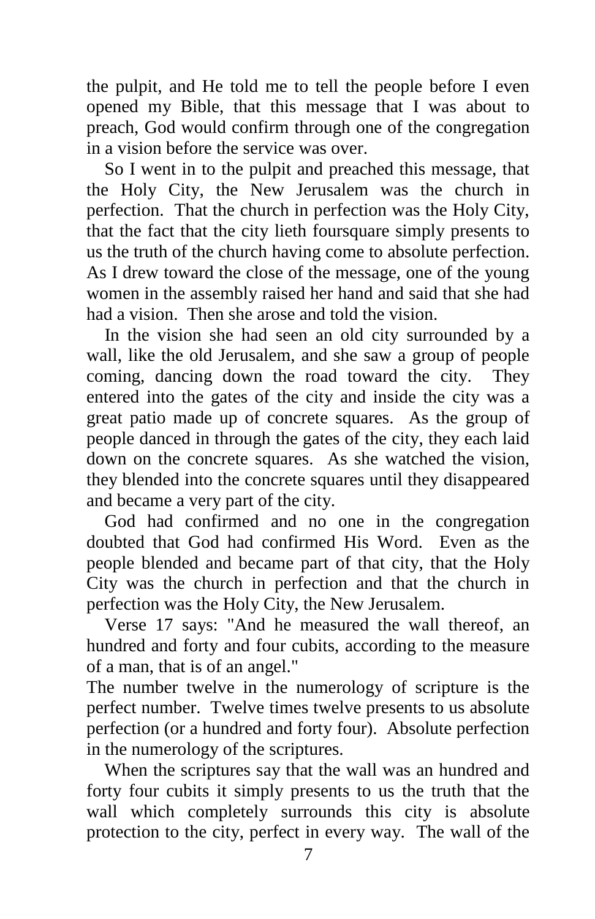the pulpit, and He told me to tell the people before I even opened my Bible, that this message that I was about to preach, God would confirm through one of the congregation in a vision before the service was over.

So I went in to the pulpit and preached this message, that the Holy City, the New Jerusalem was the church in perfection. That the church in perfection was the Holy City, that the fact that the city lieth foursquare simply presents to us the truth of the church having come to absolute perfection. As I drew toward the close of the message, one of the young women in the assembly raised her hand and said that she had had a vision. Then she arose and told the vision.

In the vision she had seen an old city surrounded by a wall, like the old Jerusalem, and she saw a group of people coming, dancing down the road toward the city. They entered into the gates of the city and inside the city was a great patio made up of concrete squares. As the group of people danced in through the gates of the city, they each laid down on the concrete squares. As she watched the vision, they blended into the concrete squares until they disappeared and became a very part of the city.

God had confirmed and no one in the congregation doubted that God had confirmed His Word. Even as the people blended and became part of that city, that the Holy City was the church in perfection and that the church in perfection was the Holy City, the New Jerusalem.

Verse 17 says: "And he measured the wall thereof, an hundred and forty and four cubits, according to the measure of a man, that is of an angel."

The number twelve in the numerology of scripture is the perfect number. Twelve times twelve presents to us absolute perfection (or a hundred and forty four). Absolute perfection in the numerology of the scriptures.

When the scriptures say that the wall was an hundred and forty four cubits it simply presents to us the truth that the wall which completely surrounds this city is absolute protection to the city, perfect in every way. The wall of the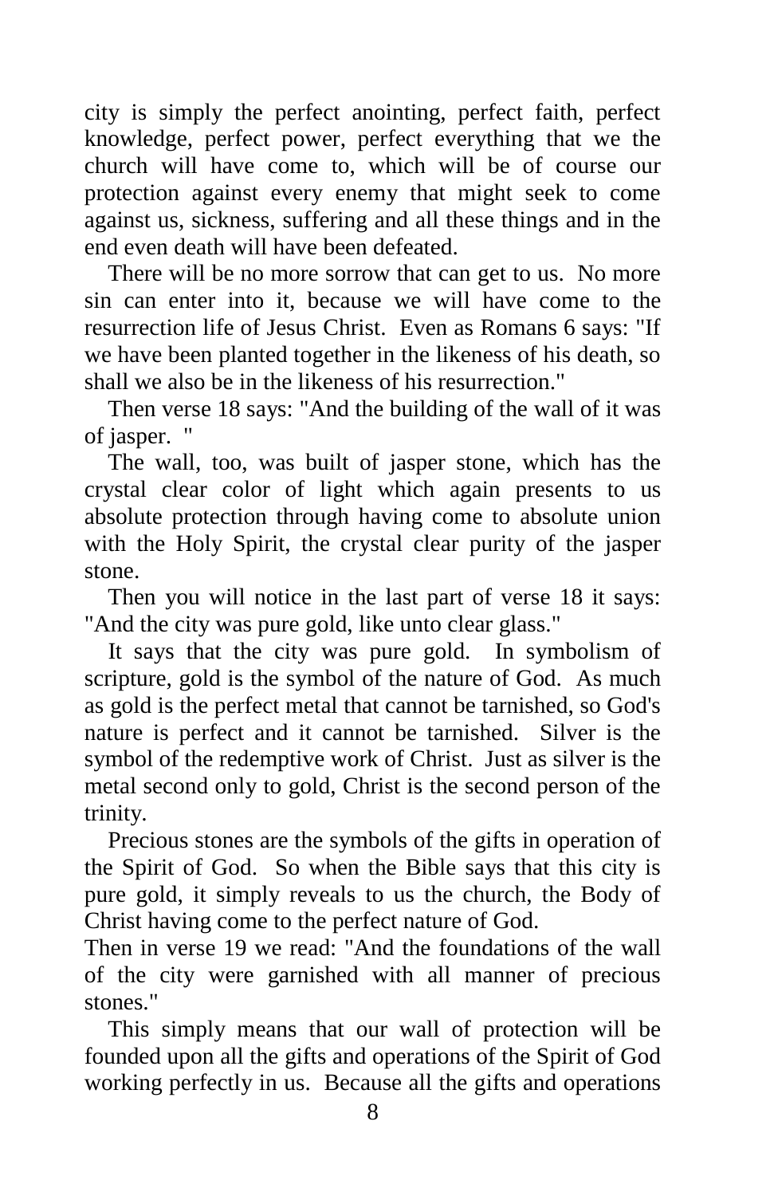city is simply the perfect anointing, perfect faith, perfect knowledge, perfect power, perfect everything that we the church will have come to, which will be of course our protection against every enemy that might seek to come against us, sickness, suffering and all these things and in the end even death will have been defeated.

There will be no more sorrow that can get to us. No more sin can enter into it, because we will have come to the resurrection life of Jesus Christ. Even as Romans 6 says: "If we have been planted together in the likeness of his death, so shall we also be in the likeness of his resurrection."

Then verse 18 says: "And the building of the wall of it was of jasper. "

The wall, too, was built of jasper stone, which has the crystal clear color of light which again presents to us absolute protection through having come to absolute union with the Holy Spirit, the crystal clear purity of the jasper stone.

Then you will notice in the last part of verse 18 it says: "And the city was pure gold, like unto clear glass."

It says that the city was pure gold. In symbolism of scripture, gold is the symbol of the nature of God. As much as gold is the perfect metal that cannot be tarnished, so God's nature is perfect and it cannot be tarnished. Silver is the symbol of the redemptive work of Christ. Just as silver is the metal second only to gold, Christ is the second person of the trinity.

Precious stones are the symbols of the gifts in operation of the Spirit of God. So when the Bible says that this city is pure gold, it simply reveals to us the church, the Body of Christ having come to the perfect nature of God.

Then in verse 19 we read: "And the foundations of the wall of the city were garnished with all manner of precious stones."

This simply means that our wall of protection will be founded upon all the gifts and operations of the Spirit of God working perfectly in us. Because all the gifts and operations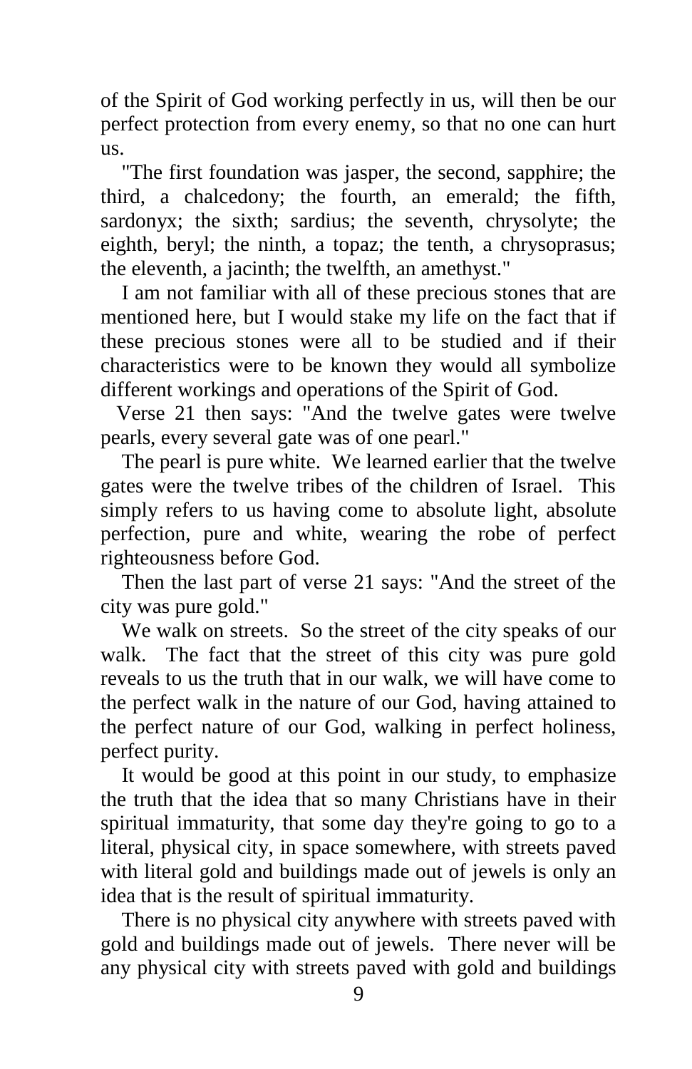of the Spirit of God working perfectly in us, will then be our perfect protection from every enemy, so that no one can hurt us.

"The first foundation was jasper, the second, sapphire; the third, a chalcedony; the fourth, an emerald; the fifth, sardonyx; the sixth; sardius; the seventh, chrysolyte; the eighth, beryl; the ninth, a topaz; the tenth, a chrysoprasus; the eleventh, a jacinth; the twelfth, an amethyst."

I am not familiar with all of these precious stones that are mentioned here, but I would stake my life on the fact that if these precious stones were all to be studied and if their characteristics were to be known they would all symbolize different workings and operations of the Spirit of God.

Verse 21 then says: "And the twelve gates were twelve pearls, every several gate was of one pearl."

The pearl is pure white. We learned earlier that the twelve gates were the twelve tribes of the children of Israel. This simply refers to us having come to absolute light, absolute perfection, pure and white, wearing the robe of perfect righteousness before God.

Then the last part of verse 21 says: "And the street of the city was pure gold."

We walk on streets. So the street of the city speaks of our walk. The fact that the street of this city was pure gold reveals to us the truth that in our walk, we will have come to the perfect walk in the nature of our God, having attained to the perfect nature of our God, walking in perfect holiness, perfect purity.

It would be good at this point in our study, to emphasize the truth that the idea that so many Christians have in their spiritual immaturity, that some day they're going to go to a literal, physical city, in space somewhere, with streets paved with literal gold and buildings made out of jewels is only an idea that is the result of spiritual immaturity.

There is no physical city anywhere with streets paved with gold and buildings made out of jewels. There never will be any physical city with streets paved with gold and buildings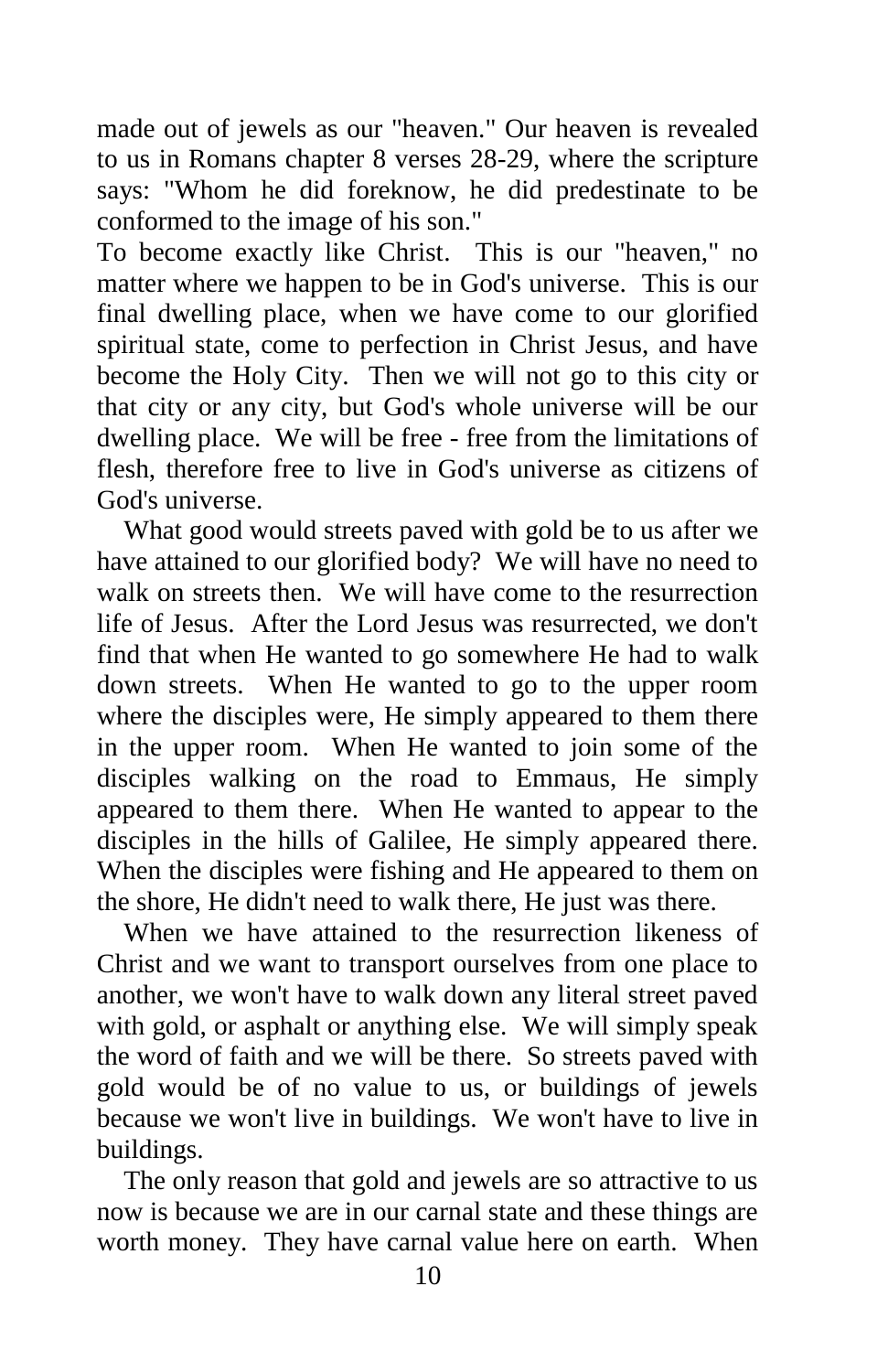made out of jewels as our "heaven." Our heaven is revealed to us in Romans chapter 8 verses 28-29, where the scripture says: "Whom he did foreknow, he did predestinate to be conformed to the image of his son."

To become exactly like Christ. This is our "heaven," no matter where we happen to be in God's universe. This is our final dwelling place, when we have come to our glorified spiritual state, come to perfection in Christ Jesus, and have become the Holy City. Then we will not go to this city or that city or any city, but God's whole universe will be our dwelling place. We will be free - free from the limitations of flesh, therefore free to live in God's universe as citizens of God's universe.

What good would streets paved with gold be to us after we have attained to our glorified body? We will have no need to walk on streets then. We will have come to the resurrection life of Jesus. After the Lord Jesus was resurrected, we don't find that when He wanted to go somewhere He had to walk down streets. When He wanted to go to the upper room where the disciples were, He simply appeared to them there in the upper room. When He wanted to join some of the disciples walking on the road to Emmaus, He simply appeared to them there. When He wanted to appear to the disciples in the hills of Galilee, He simply appeared there. When the disciples were fishing and He appeared to them on the shore, He didn't need to walk there, He just was there.

When we have attained to the resurrection likeness of Christ and we want to transport ourselves from one place to another, we won't have to walk down any literal street paved with gold, or asphalt or anything else. We will simply speak the word of faith and we will be there. So streets paved with gold would be of no value to us, or buildings of jewels because we won't live in buildings. We won't have to live in buildings.

The only reason that gold and jewels are so attractive to us now is because we are in our carnal state and these things are worth money. They have carnal value here on earth. When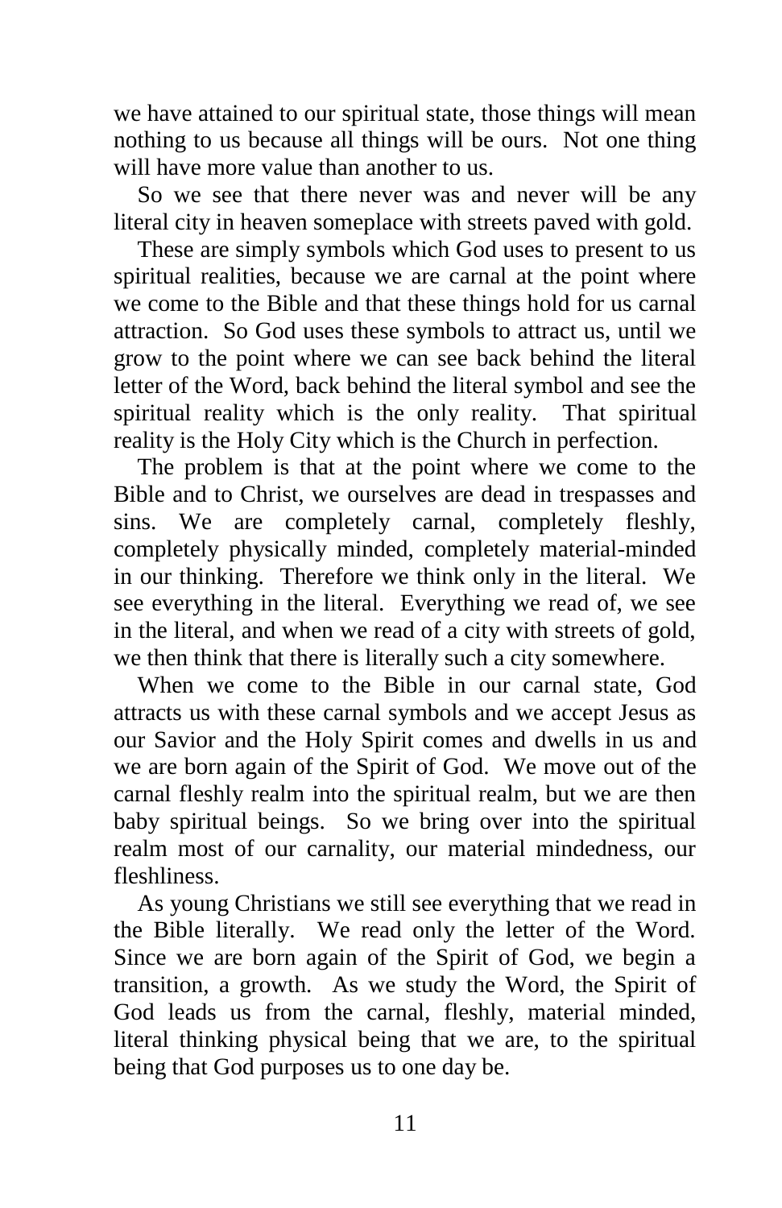we have attained to our spiritual state, those things will mean nothing to us because all things will be ours. Not one thing will have more value than another to us.

So we see that there never was and never will be any literal city in heaven someplace with streets paved with gold.

These are simply symbols which God uses to present to us spiritual realities, because we are carnal at the point where we come to the Bible and that these things hold for us carnal attraction. So God uses these symbols to attract us, until we grow to the point where we can see back behind the literal letter of the Word, back behind the literal symbol and see the spiritual reality which is the only reality. That spiritual reality is the Holy City which is the Church in perfection.

The problem is that at the point where we come to the Bible and to Christ, we ourselves are dead in trespasses and sins. We are completely carnal, completely fleshly, completely physically minded, completely material-minded in our thinking. Therefore we think only in the literal. We see everything in the literal. Everything we read of, we see in the literal, and when we read of a city with streets of gold, we then think that there is literally such a city somewhere.

When we come to the Bible in our carnal state, God attracts us with these carnal symbols and we accept Jesus as our Savior and the Holy Spirit comes and dwells in us and we are born again of the Spirit of God. We move out of the carnal fleshly realm into the spiritual realm, but we are then baby spiritual beings. So we bring over into the spiritual realm most of our carnality, our material mindedness, our fleshliness.

As young Christians we still see everything that we read in the Bible literally. We read only the letter of the Word. Since we are born again of the Spirit of God, we begin a transition, a growth. As we study the Word, the Spirit of God leads us from the carnal, fleshly, material minded, literal thinking physical being that we are, to the spiritual being that God purposes us to one day be.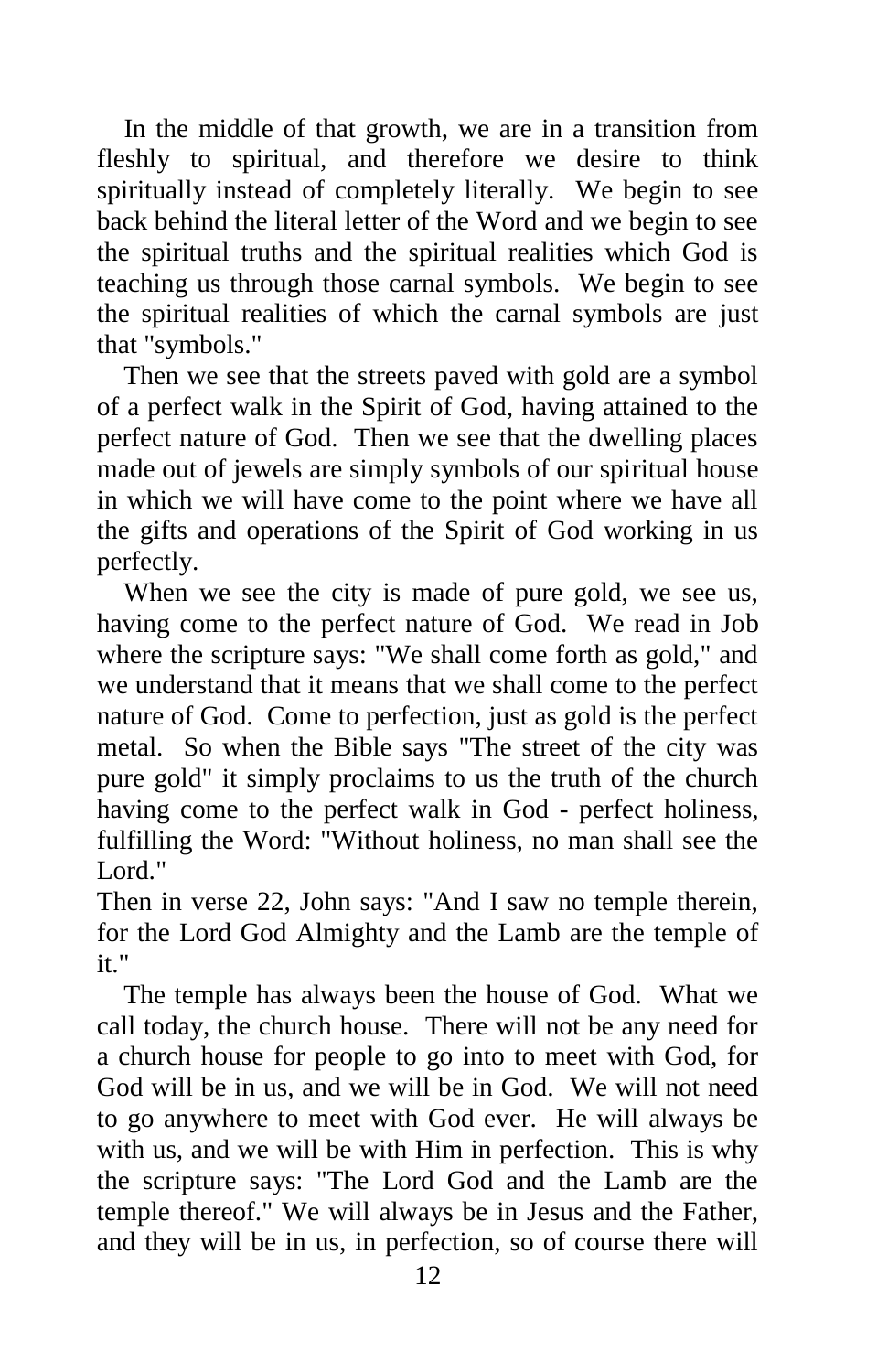In the middle of that growth, we are in a transition from fleshly to spiritual, and therefore we desire to think spiritually instead of completely literally. We begin to see back behind the literal letter of the Word and we begin to see the spiritual truths and the spiritual realities which God is teaching us through those carnal symbols. We begin to see the spiritual realities of which the carnal symbols are just that "symbols."

Then we see that the streets paved with gold are a symbol of a perfect walk in the Spirit of God, having attained to the perfect nature of God. Then we see that the dwelling places made out of jewels are simply symbols of our spiritual house in which we will have come to the point where we have all the gifts and operations of the Spirit of God working in us perfectly.

When we see the city is made of pure gold, we see us, having come to the perfect nature of God. We read in Job where the scripture says: "We shall come forth as gold," and we understand that it means that we shall come to the perfect nature of God. Come to perfection, just as gold is the perfect metal. So when the Bible says "The street of the city was pure gold" it simply proclaims to us the truth of the church having come to the perfect walk in God - perfect holiness, fulfilling the Word: "Without holiness, no man shall see the Lord."

Then in verse 22, John says: "And I saw no temple therein, for the Lord God Almighty and the Lamb are the temple of it."

The temple has always been the house of God. What we call today, the church house. There will not be any need for a church house for people to go into to meet with God, for God will be in us, and we will be in God. We will not need to go anywhere to meet with God ever. He will always be with us, and we will be with Him in perfection. This is why the scripture says: "The Lord God and the Lamb are the temple thereof." We will always be in Jesus and the Father, and they will be in us, in perfection, so of course there will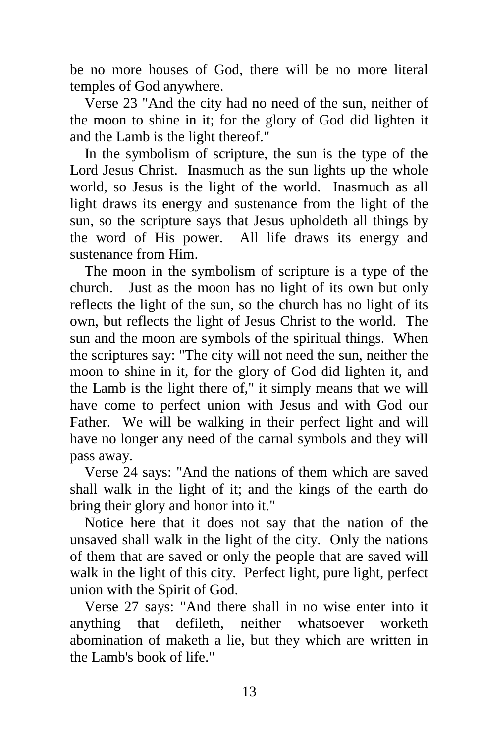be no more houses of God, there will be no more literal temples of God anywhere.

Verse 23 "And the city had no need of the sun, neither of the moon to shine in it; for the glory of God did lighten it and the Lamb is the light thereof."

In the symbolism of scripture, the sun is the type of the Lord Jesus Christ. Inasmuch as the sun lights up the whole world, so Jesus is the light of the world. Inasmuch as all light draws its energy and sustenance from the light of the sun, so the scripture says that Jesus upholdeth all things by the word of His power. All life draws its energy and sustenance from Him.

The moon in the symbolism of scripture is a type of the church. Just as the moon has no light of its own but only reflects the light of the sun, so the church has no light of its own, but reflects the light of Jesus Christ to the world. The sun and the moon are symbols of the spiritual things. When the scriptures say: "The city will not need the sun, neither the moon to shine in it, for the glory of God did lighten it, and the Lamb is the light there of," it simply means that we will have come to perfect union with Jesus and with God our Father. We will be walking in their perfect light and will have no longer any need of the carnal symbols and they will pass away.

Verse 24 says: "And the nations of them which are saved shall walk in the light of it; and the kings of the earth do bring their glory and honor into it."

Notice here that it does not say that the nation of the unsaved shall walk in the light of the city. Only the nations of them that are saved or only the people that are saved will walk in the light of this city. Perfect light, pure light, perfect union with the Spirit of God.

Verse 27 says: "And there shall in no wise enter into it anything that defileth, neither whatsoever worketh abomination of maketh a lie, but they which are written in the Lamb's book of life."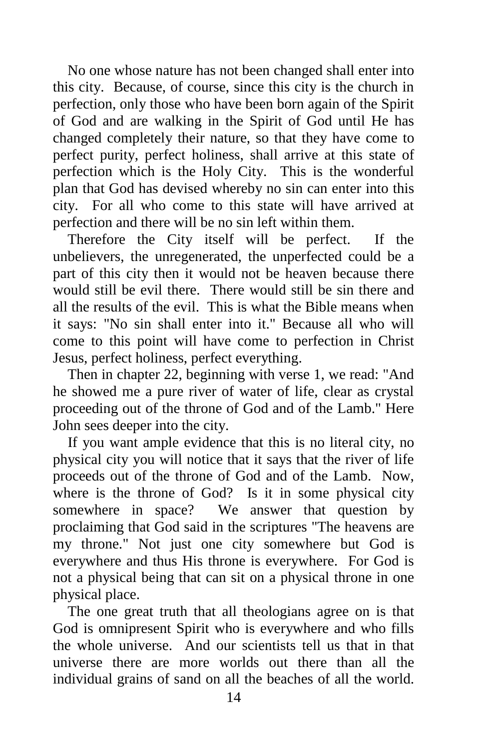No one whose nature has not been changed shall enter into this city. Because, of course, since this city is the church in perfection, only those who have been born again of the Spirit of God and are walking in the Spirit of God until He has changed completely their nature, so that they have come to perfect purity, perfect holiness, shall arrive at this state of perfection which is the Holy City. This is the wonderful plan that God has devised whereby no sin can enter into this city. For all who come to this state will have arrived at perfection and there will be no sin left within them.

Therefore the City itself will be perfect. If the unbelievers, the unregenerated, the unperfected could be a part of this city then it would not be heaven because there would still be evil there. There would still be sin there and all the results of the evil. This is what the Bible means when it says: "No sin shall enter into it." Because all who will come to this point will have come to perfection in Christ Jesus, perfect holiness, perfect everything.

Then in chapter 22, beginning with verse 1, we read: "And he showed me a pure river of water of life, clear as crystal proceeding out of the throne of God and of the Lamb." Here John sees deeper into the city.

If you want ample evidence that this is no literal city, no physical city you will notice that it says that the river of life proceeds out of the throne of God and of the Lamb. Now, where is the throne of God? Is it in some physical city somewhere in space? We answer that question by proclaiming that God said in the scriptures "The heavens are my throne." Not just one city somewhere but God is everywhere and thus His throne is everywhere. For God is not a physical being that can sit on a physical throne in one physical place.

The one great truth that all theologians agree on is that God is omnipresent Spirit who is everywhere and who fills the whole universe. And our scientists tell us that in that universe there are more worlds out there than all the individual grains of sand on all the beaches of all the world.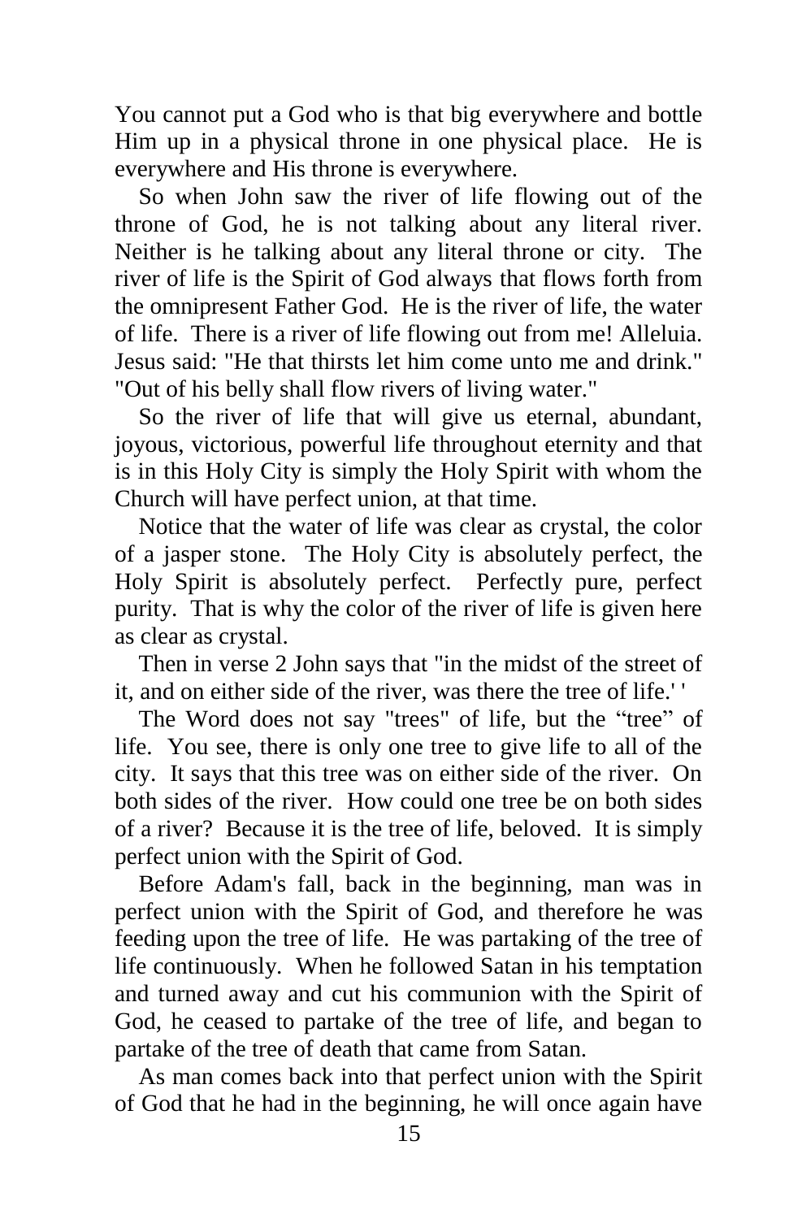You cannot put a God who is that big everywhere and bottle Him up in a physical throne in one physical place. He is everywhere and His throne is everywhere.

So when John saw the river of life flowing out of the throne of God, he is not talking about any literal river. Neither is he talking about any literal throne or city. The river of life is the Spirit of God always that flows forth from the omnipresent Father God. He is the river of life, the water of life. There is a river of life flowing out from me! Alleluia. Jesus said: "He that thirsts let him come unto me and drink." "Out of his belly shall flow rivers of living water."

So the river of life that will give us eternal, abundant, joyous, victorious, powerful life throughout eternity and that is in this Holy City is simply the Holy Spirit with whom the Church will have perfect union, at that time.

Notice that the water of life was clear as crystal, the color of a jasper stone. The Holy City is absolutely perfect, the Holy Spirit is absolutely perfect. Perfectly pure, perfect purity. That is why the color of the river of life is given here as clear as crystal.

Then in verse 2 John says that "in the midst of the street of it, and on either side of the river, was there the tree of life.' '

The Word does not say "trees" of life, but the “tree” of life. You see, there is only one tree to give life to all of the city. It says that this tree was on either side of the river. On both sides of the river. How could one tree be on both sides of a river? Because it is the tree of life, beloved. It is simply perfect union with the Spirit of God.

Before Adam's fall, back in the beginning, man was in perfect union with the Spirit of God, and therefore he was feeding upon the tree of life. He was partaking of the tree of life continuously. When he followed Satan in his temptation and turned away and cut his communion with the Spirit of God, he ceased to partake of the tree of life, and began to partake of the tree of death that came from Satan.

As man comes back into that perfect union with the Spirit of God that he had in the beginning, he will once again have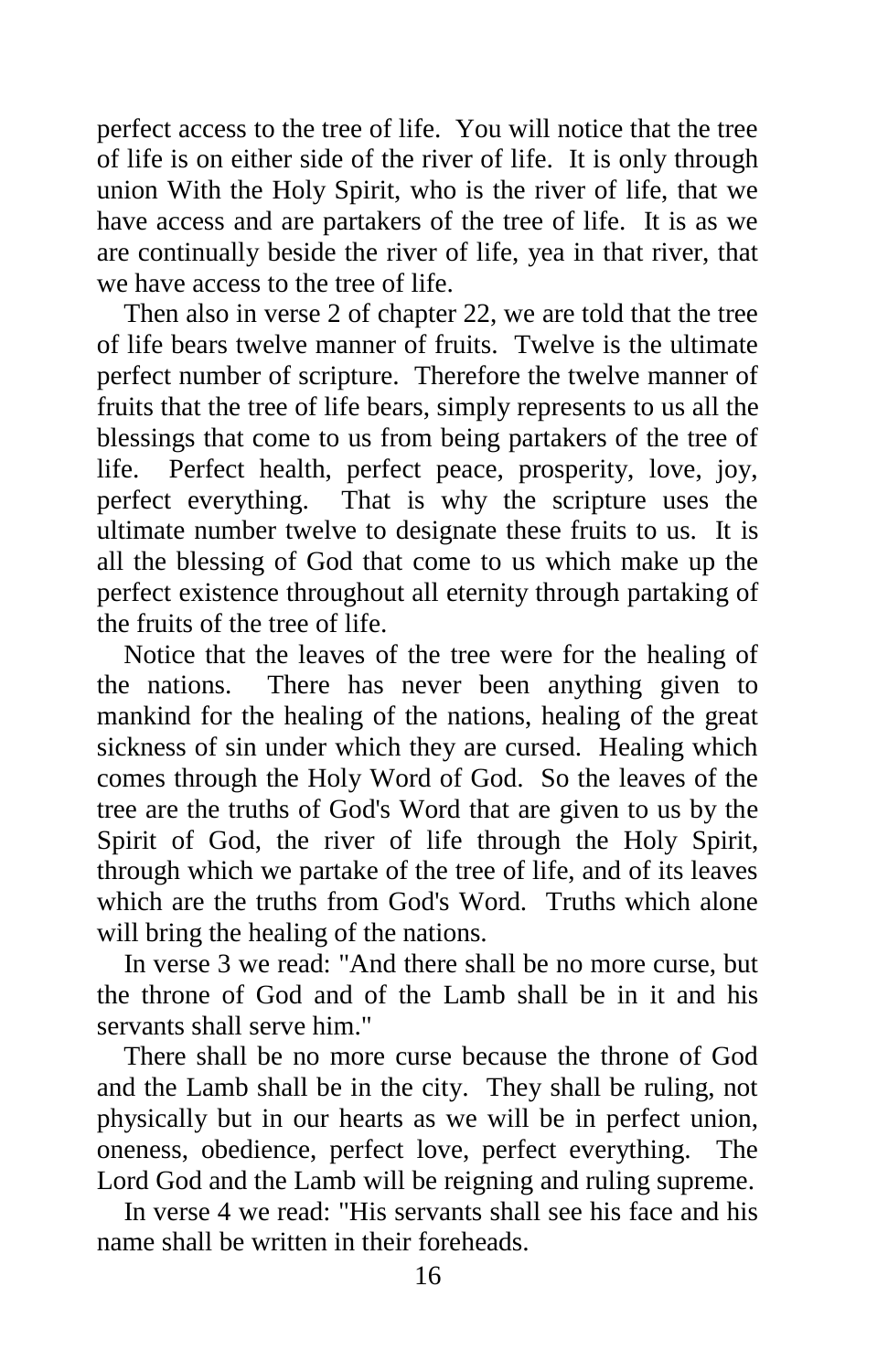perfect access to the tree of life. You will notice that the tree of life is on either side of the river of life. It is only through union With the Holy Spirit, who is the river of life, that we have access and are partakers of the tree of life. It is as we are continually beside the river of life, yea in that river, that we have access to the tree of life.

Then also in verse 2 of chapter 22, we are told that the tree of life bears twelve manner of fruits. Twelve is the ultimate perfect number of scripture. Therefore the twelve manner of fruits that the tree of life bears, simply represents to us all the blessings that come to us from being partakers of the tree of life. Perfect health, perfect peace, prosperity, love, joy, perfect everything. That is why the scripture uses the ultimate number twelve to designate these fruits to us. It is all the blessing of God that come to us which make up the perfect existence throughout all eternity through partaking of the fruits of the tree of life.

Notice that the leaves of the tree were for the healing of the nations. There has never been anything given to mankind for the healing of the nations, healing of the great sickness of sin under which they are cursed. Healing which comes through the Holy Word of God. So the leaves of the tree are the truths of God's Word that are given to us by the Spirit of God, the river of life through the Holy Spirit, through which we partake of the tree of life, and of its leaves which are the truths from God's Word. Truths which alone will bring the healing of the nations.

In verse 3 we read: "And there shall be no more curse, but the throne of God and of the Lamb shall be in it and his servants shall serve him."

There shall be no more curse because the throne of God and the Lamb shall be in the city. They shall be ruling, not physically but in our hearts as we will be in perfect union, oneness, obedience, perfect love, perfect everything. The Lord God and the Lamb will be reigning and ruling supreme.

In verse 4 we read: "His servants shall see his face and his name shall be written in their foreheads.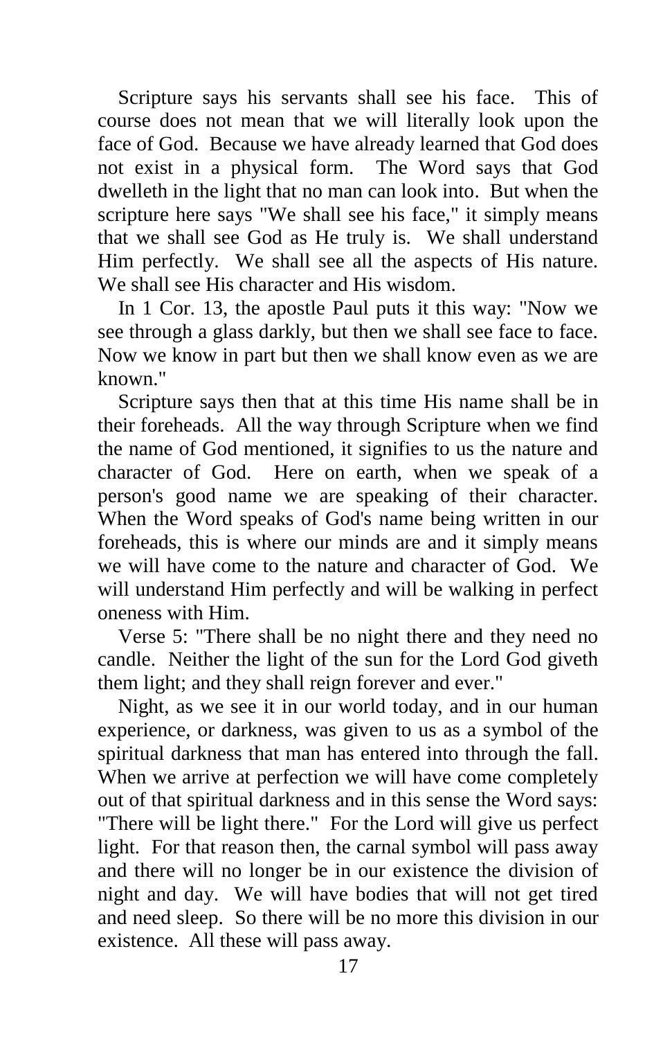Scripture says his servants shall see his face. This of course does not mean that we will literally look upon the face of God. Because we have already learned that God does not exist in a physical form. The Word says that God dwelleth in the light that no man can look into. But when the scripture here says "We shall see his face," it simply means that we shall see God as He truly is. We shall understand Him perfectly. We shall see all the aspects of His nature. We shall see His character and His wisdom.

In 1 Cor. 13, the apostle Paul puts it this way: "Now we see through a glass darkly, but then we shall see face to face. Now we know in part but then we shall know even as we are known."

Scripture says then that at this time His name shall be in their foreheads. All the way through Scripture when we find the name of God mentioned, it signifies to us the nature and character of God. Here on earth, when we speak of a person's good name we are speaking of their character. When the Word speaks of God's name being written in our foreheads, this is where our minds are and it simply means we will have come to the nature and character of God. We will understand Him perfectly and will be walking in perfect oneness with Him.

Verse 5: "There shall be no night there and they need no candle. Neither the light of the sun for the Lord God giveth them light; and they shall reign forever and ever."

Night, as we see it in our world today, and in our human experience, or darkness, was given to us as a symbol of the spiritual darkness that man has entered into through the fall. When we arrive at perfection we will have come completely out of that spiritual darkness and in this sense the Word says: "There will be light there." For the Lord will give us perfect light. For that reason then, the carnal symbol will pass away and there will no longer be in our existence the division of night and day. We will have bodies that will not get tired and need sleep. So there will be no more this division in our existence. All these will pass away.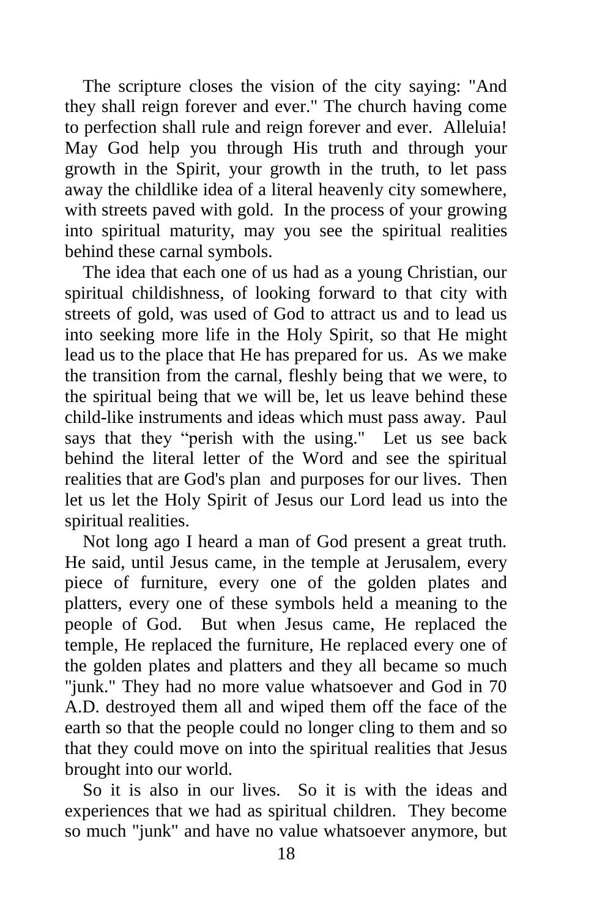The scripture closes the vision of the city saying: "And they shall reign forever and ever." The church having come to perfection shall rule and reign forever and ever. Alleluia! May God help you through His truth and through your growth in the Spirit, your growth in the truth, to let pass away the childlike idea of a literal heavenly city somewhere, with streets paved with gold. In the process of your growing into spiritual maturity, may you see the spiritual realities behind these carnal symbols.

The idea that each one of us had as a young Christian, our spiritual childishness, of looking forward to that city with streets of gold, was used of God to attract us and to lead us into seeking more life in the Holy Spirit, so that He might lead us to the place that He has prepared for us. As we make the transition from the carnal, fleshly being that we were, to the spiritual being that we will be, let us leave behind these child-like instruments and ideas which must pass away. Paul says that they "perish with the using." Let us see back behind the literal letter of the Word and see the spiritual realities that are God's plan and purposes for our lives. Then let us let the Holy Spirit of Jesus our Lord lead us into the spiritual realities.

Not long ago I heard a man of God present a great truth. He said, until Jesus came, in the temple at Jerusalem, every piece of furniture, every one of the golden plates and platters, every one of these symbols held a meaning to the people of God. But when Jesus came, He replaced the temple, He replaced the furniture, He replaced every one of the golden plates and platters and they all became so much "junk." They had no more value whatsoever and God in 70 A.D. destroyed them all and wiped them off the face of the earth so that the people could no longer cling to them and so that they could move on into the spiritual realities that Jesus brought into our world.

So it is also in our lives. So it is with the ideas and experiences that we had as spiritual children. They become so much "junk" and have no value whatsoever anymore, but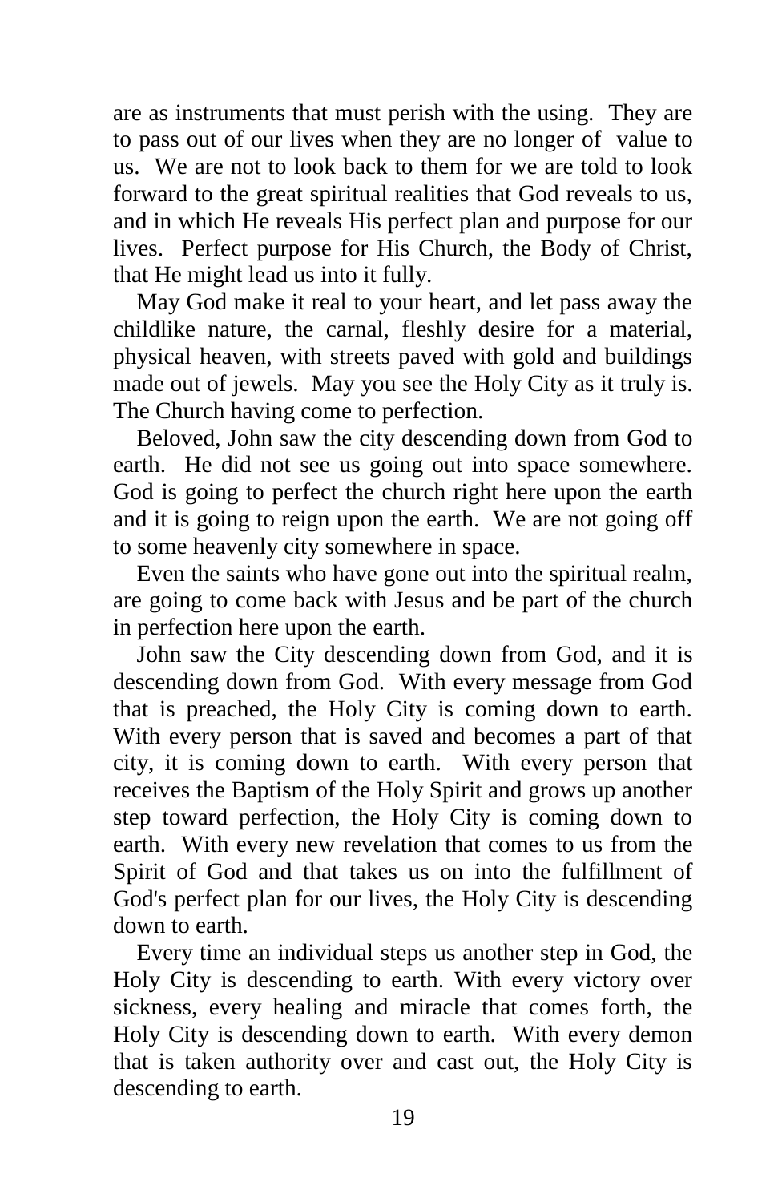are as instruments that must perish with the using. They are to pass out of our lives when they are no longer of value to us. We are not to look back to them for we are told to look forward to the great spiritual realities that God reveals to us, and in which He reveals His perfect plan and purpose for our lives. Perfect purpose for His Church, the Body of Christ, that He might lead us into it fully.

May God make it real to your heart, and let pass away the childlike nature, the carnal, fleshly desire for a material, physical heaven, with streets paved with gold and buildings made out of jewels. May you see the Holy City as it truly is. The Church having come to perfection.

Beloved, John saw the city descending down from God to earth. He did not see us going out into space somewhere. God is going to perfect the church right here upon the earth and it is going to reign upon the earth. We are not going off to some heavenly city somewhere in space.

Even the saints who have gone out into the spiritual realm, are going to come back with Jesus and be part of the church in perfection here upon the earth.

John saw the City descending down from God, and it is descending down from God. With every message from God that is preached, the Holy City is coming down to earth. With every person that is saved and becomes a part of that city, it is coming down to earth. With every person that receives the Baptism of the Holy Spirit and grows up another step toward perfection, the Holy City is coming down to earth. With every new revelation that comes to us from the Spirit of God and that takes us on into the fulfillment of God's perfect plan for our lives, the Holy City is descending down to earth.

Every time an individual steps us another step in God, the Holy City is descending to earth. With every victory over sickness, every healing and miracle that comes forth, the Holy City is descending down to earth. With every demon that is taken authority over and cast out, the Holy City is descending to earth.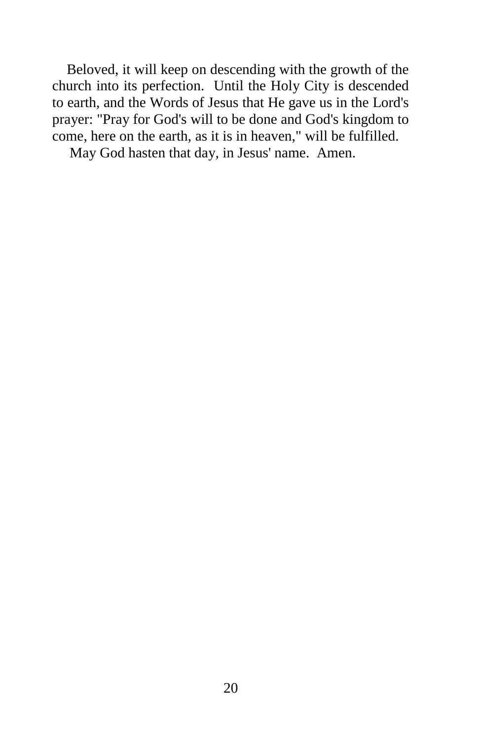Beloved, it will keep on descending with the growth of the church into its perfection. Until the Holy City is descended to earth, and the Words of Jesus that He gave us in the Lord's prayer: "Pray for God's will to be done and God's kingdom to come, here on the earth, as it is in heaven," will be fulfilled.

May God hasten that day, in Jesus' name. Amen.